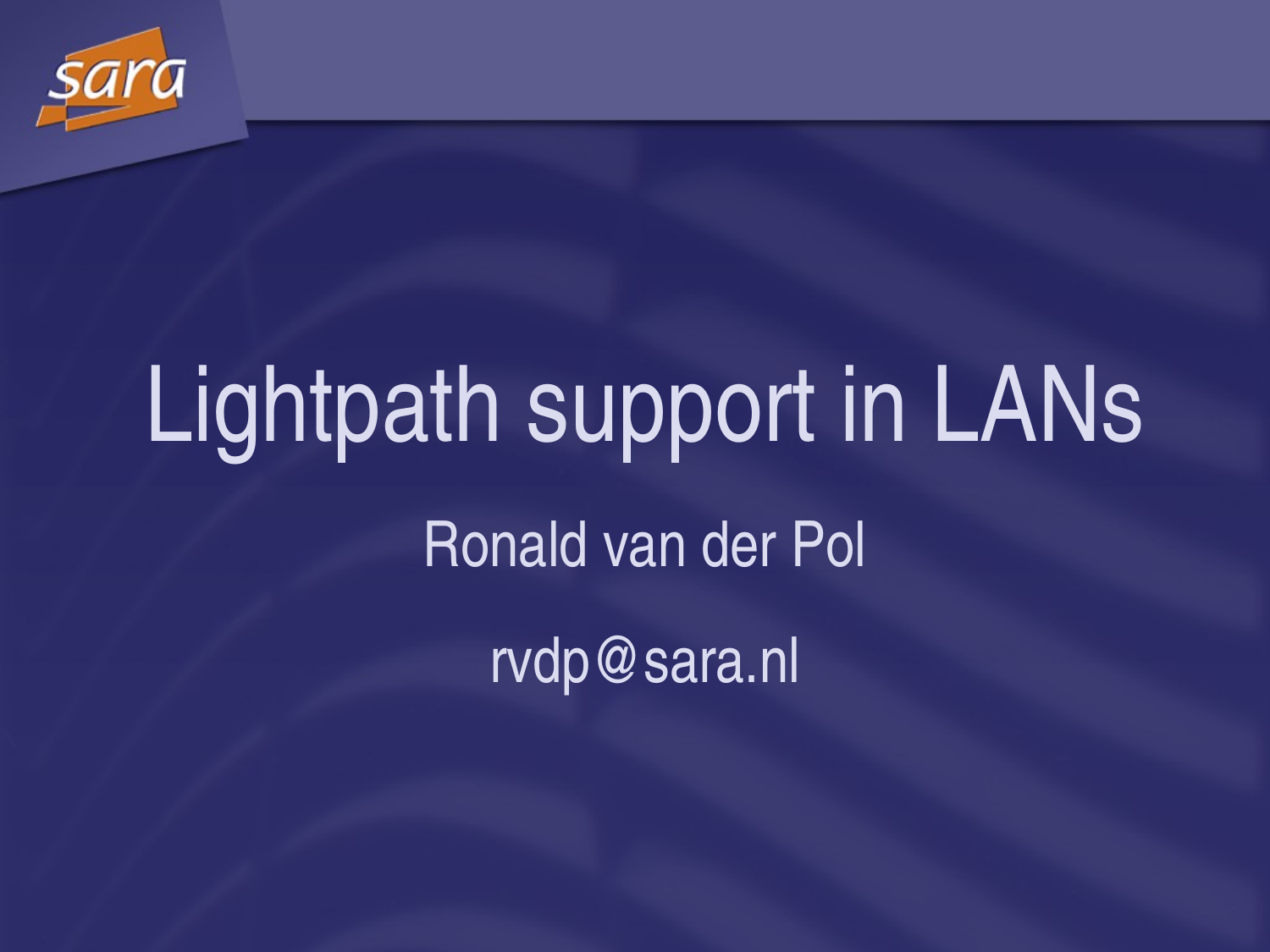# Lightpath support in LANs

Ronald van der Pol

rvdp@sara.nl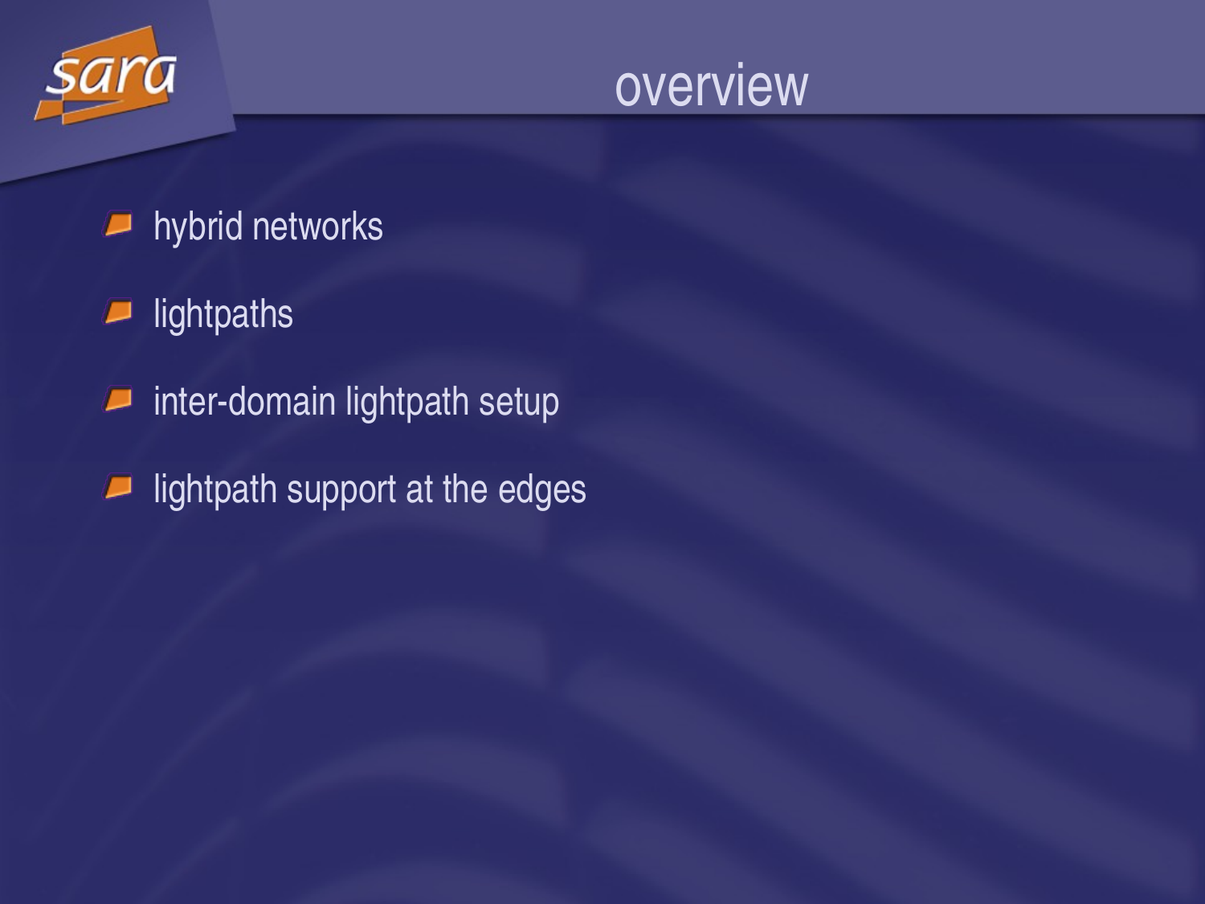# overview

- hybrid networks
- lightpaths
- inter-domain lightpath setup
- lightpath support at the edges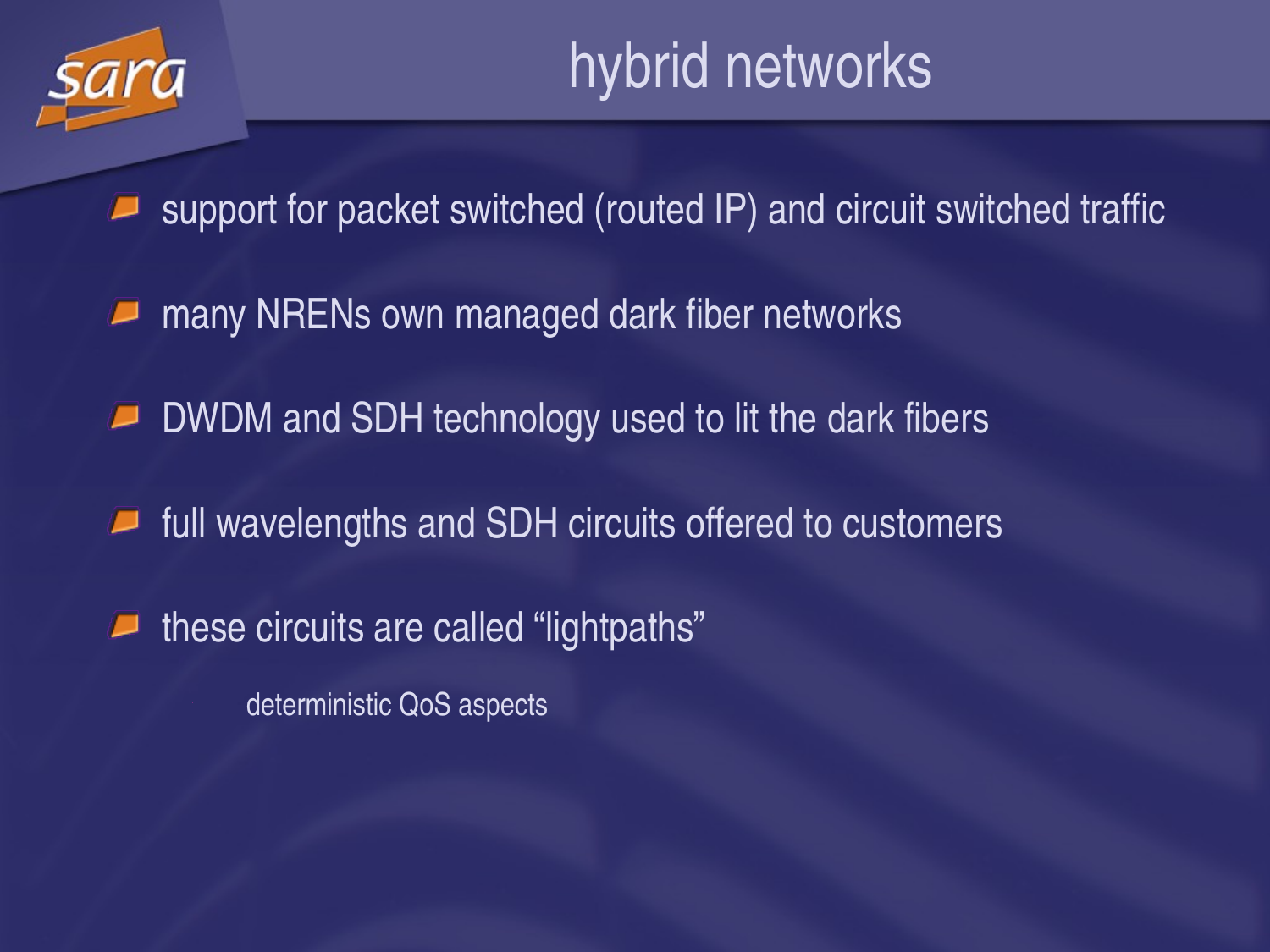# hybrid networks

- support for packet switched (routed IP) and circuit switched traffic
- many NRENs own managed dark fiber networks
- DWDM and SDH technology used to lit the dark fibers
- full wavelengths and SDH circuits offered to customers
- these circuits are called “lightpaths”
  - deterministic QoS aspects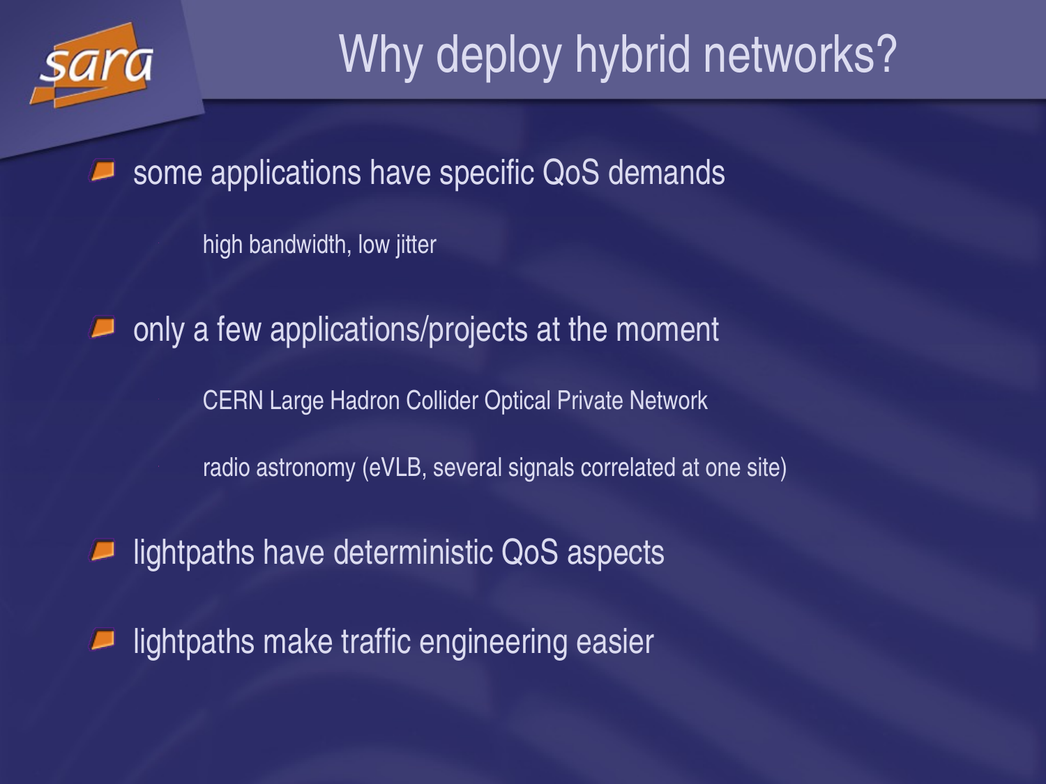# Why deploy hybrid networks?

- some applications have specific QoS demands
  - high bandwidth, low jitter
- only a few applications/projects at the moment
  - CERN Large Hadron Collider Optical Private Network
  - radio astronomy (eVLB, several signals correlated at one site)
- lightpaths have deterministic QoS aspects
- lightpaths make traffic engineering easier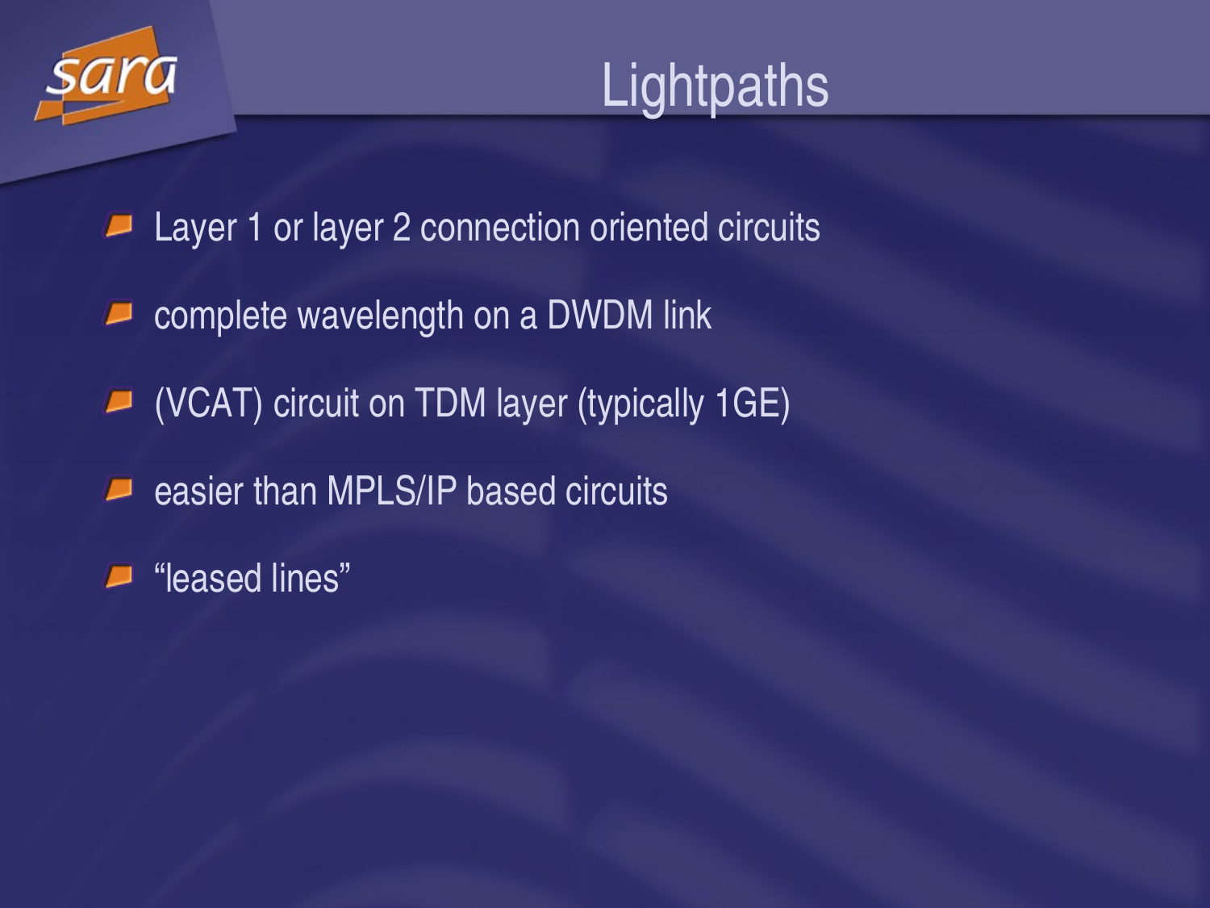# Lightpaths

- Layer 1 or layer 2 connection oriented circuits
- complete wavelength on a DWDM link
- (VCAT) circuit on TDM layer (typically 1GE)
- easier than MPLS/IP based circuits
- “leased lines”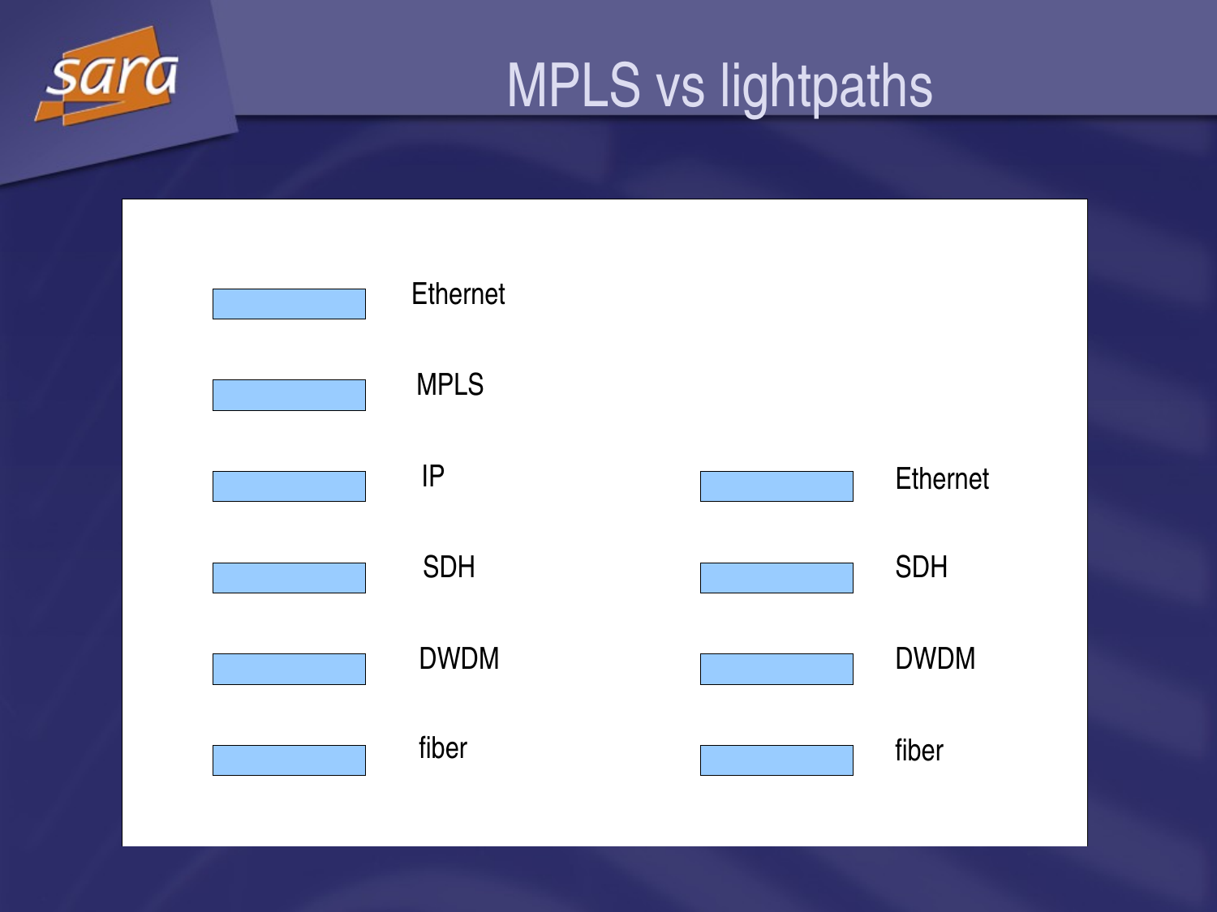# MPLS vs lightpaths

| MPLS stack | Lightpath stack |
| --- | --- |
| Ethernet | |
| MPLS | |
| IP | Ethernet |
| SDH | SDH |
| DWDM | DWDM |
| fiber | fiber |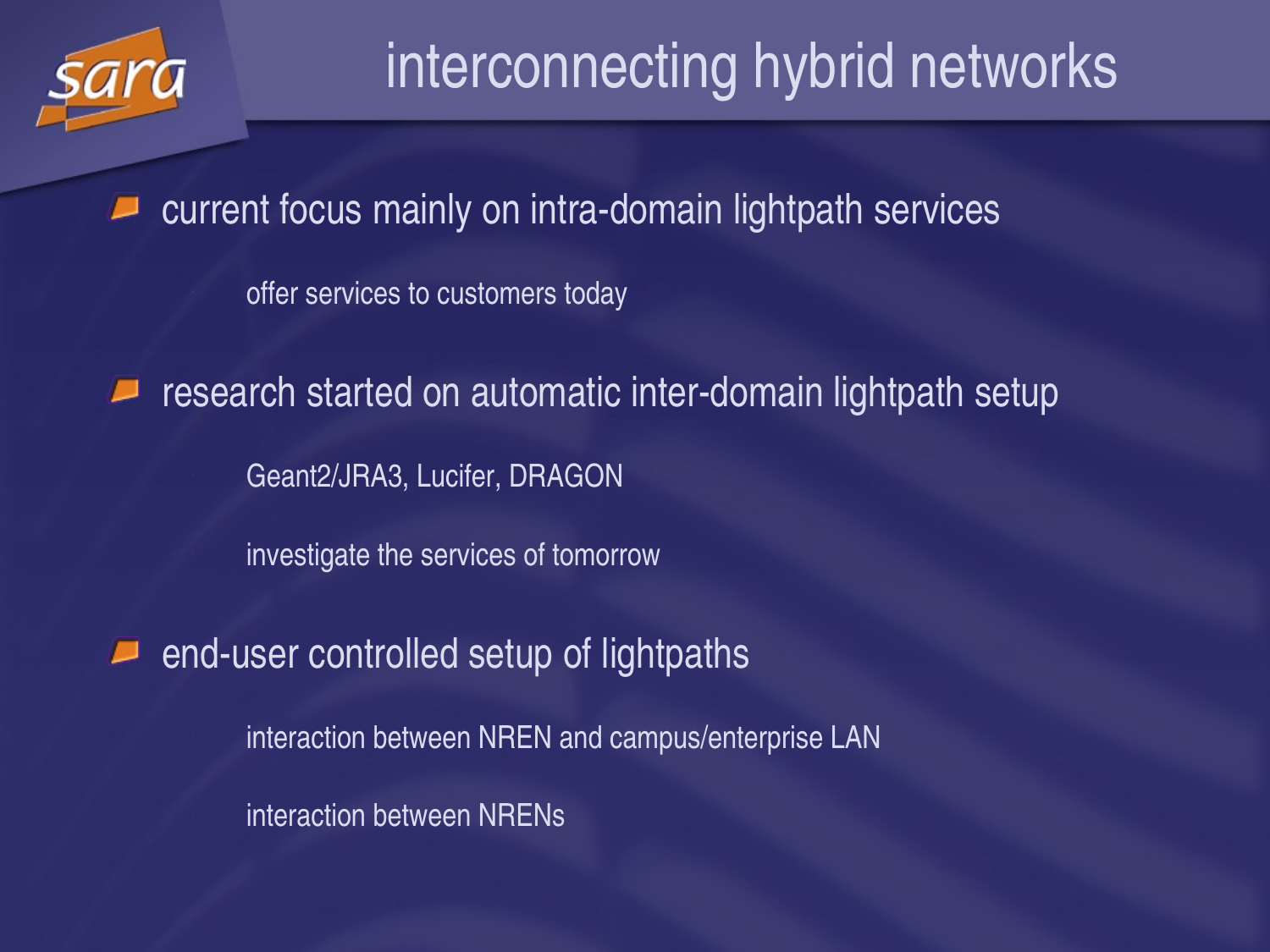# interconnecting hybrid networks

- current focus mainly on intra-domain lightpath services
  - offer services to customers today
- research started on automatic inter-domain lightpath setup
  - Geant2/JRA3, Lucifer, DRAGON
  - investigate the services of tomorrow
- end-user controlled setup of lightpaths
  - interaction between NREN and campus/enterprise LAN
  - interaction between NRENs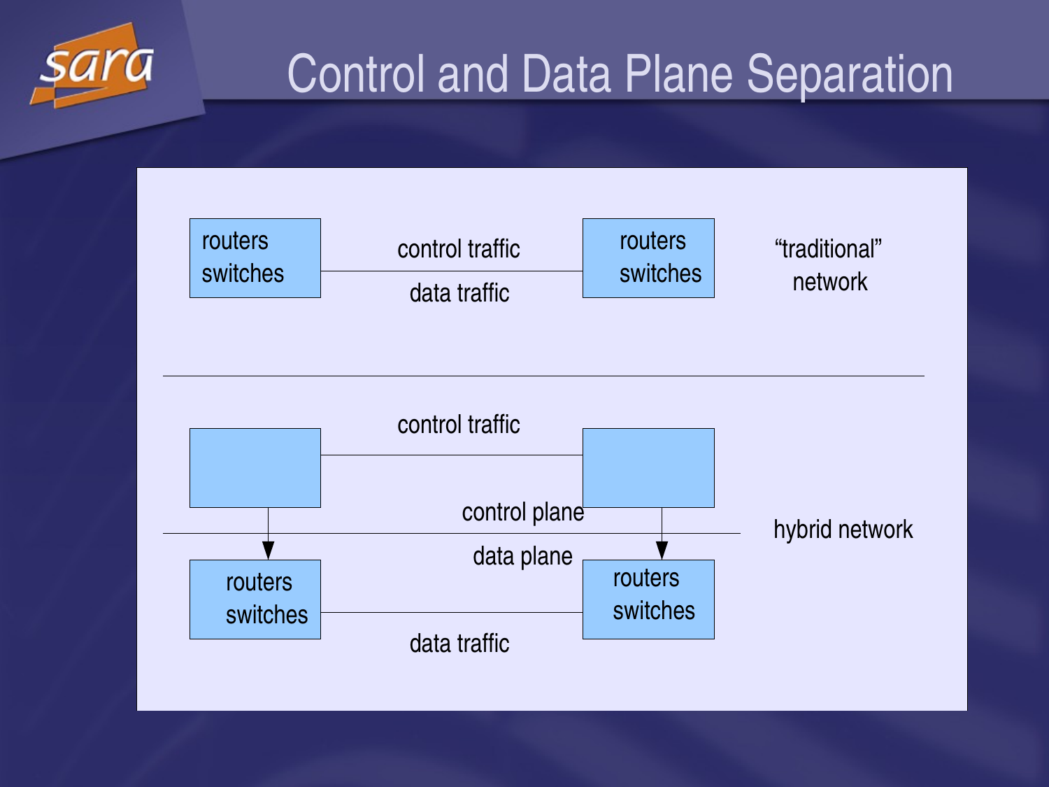# Control and Data Plane Separation

routers switches — control traffic / data traffic — routers switches — "traditional" network

control traffic

control plane

data plane

routers switches — data traffic — routers switches

hybrid network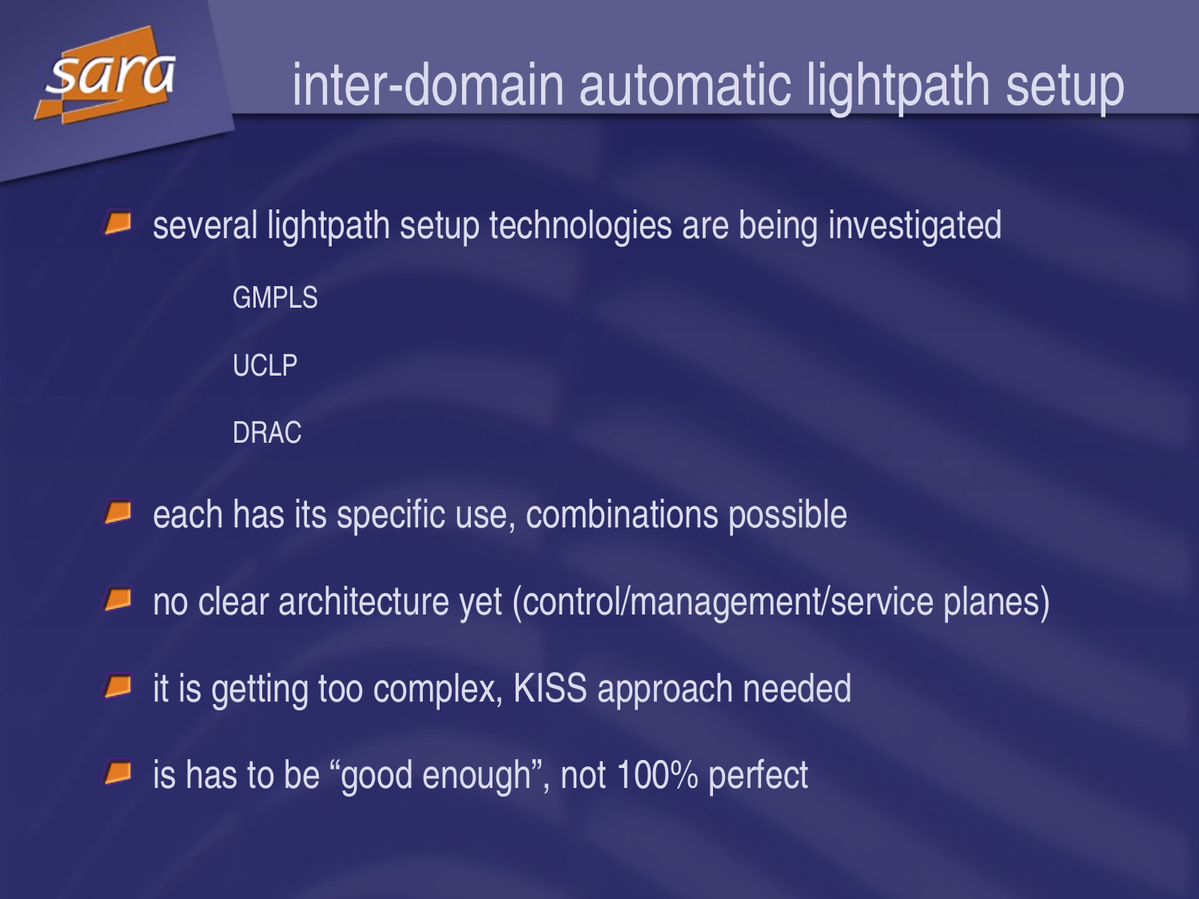# inter-domain automatic lightpath setup

- several lightpath setup technologies are being investigated
  - GMPLS
  - UCLP
  - DRAC
- each has its specific use, combinations possible
- no clear architecture yet (control/management/service planes)
- it is getting too complex, KISS approach needed
- is has to be “good enough”, not 100% perfect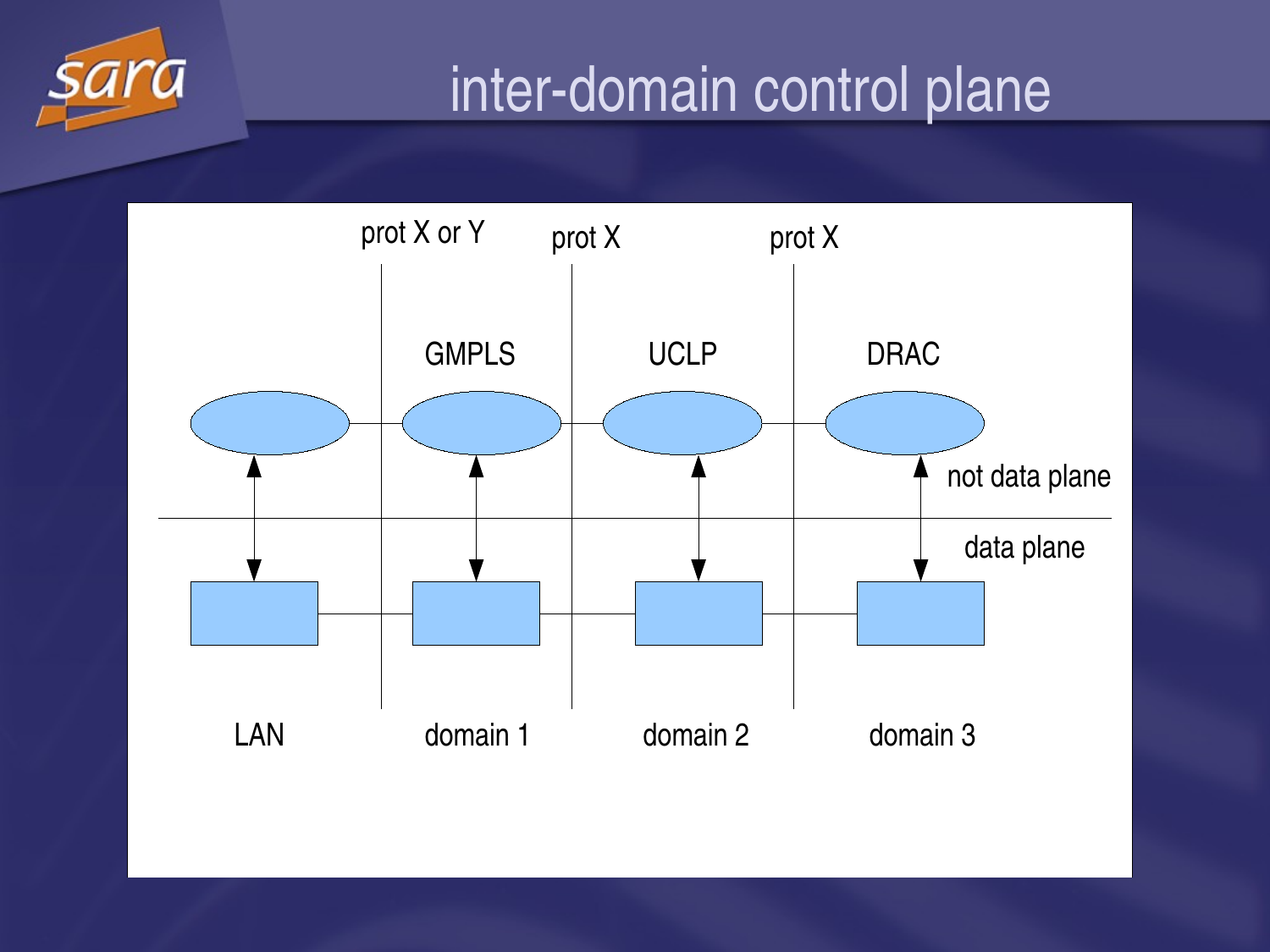# inter-domain control plane

prot X or Y

prot X

prot X

GMPLS

UCLP

DRAC

not data plane

data plane

LAN

domain 1

domain 2

domain 3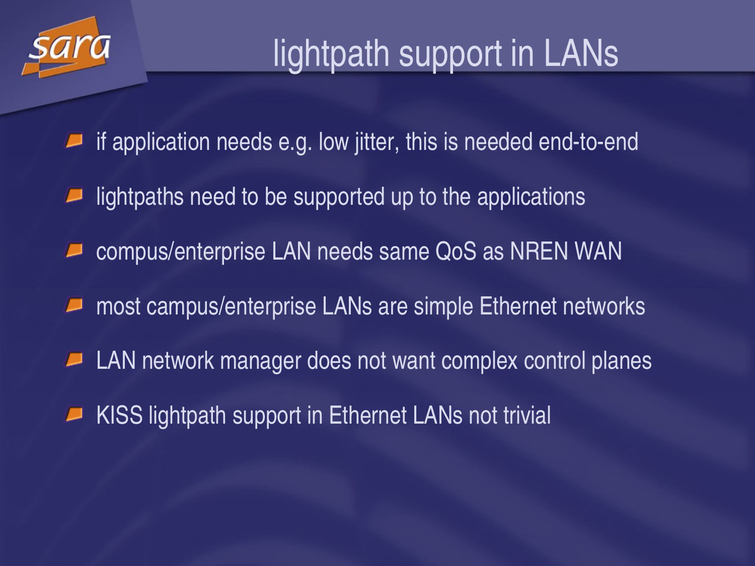# lightpath support in LANs

- if application needs e.g. low jitter, this is needed end-to-end
- lightpaths need to be supported up to the applications
- compus/enterprise LAN needs same QoS as NREN WAN
- most campus/enterprise LANs are simple Ethernet networks
- LAN network manager does not want complex control planes
- KISS lightpath support in Ethernet LANs not trivial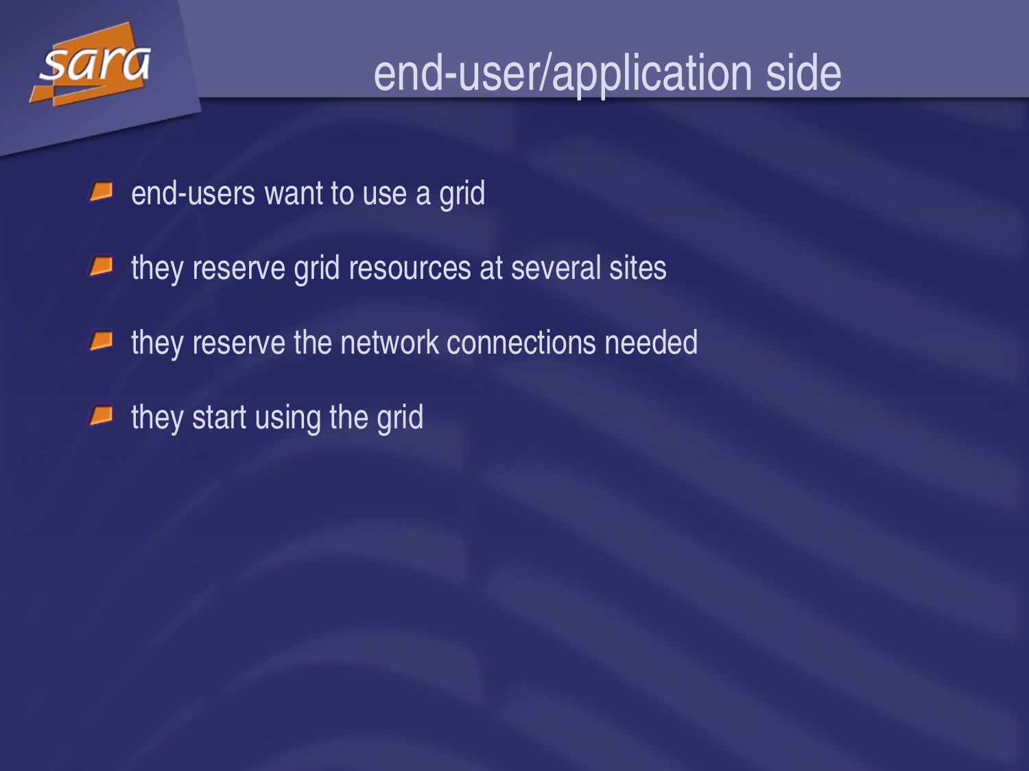# end-user/application side

- end-users want to use a grid
- they reserve grid resources at several sites
- they reserve the network connections needed
- they start using the grid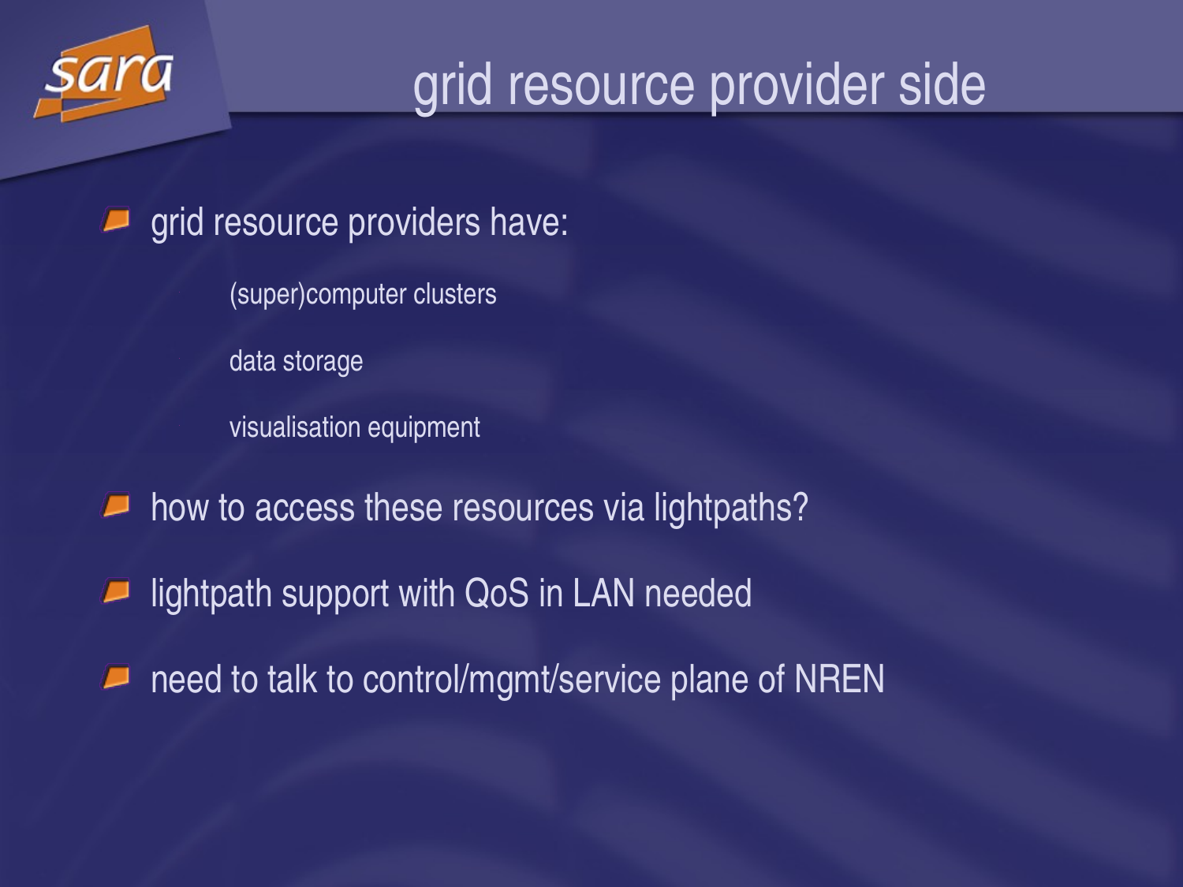# grid resource provider side

- grid resource providers have:
  - (super)computer clusters
  - data storage
  - visualisation equipment
- how to access these resources via lightpaths?
- lightpath support with QoS in LAN needed
- need to talk to control/mgmt/service plane of NREN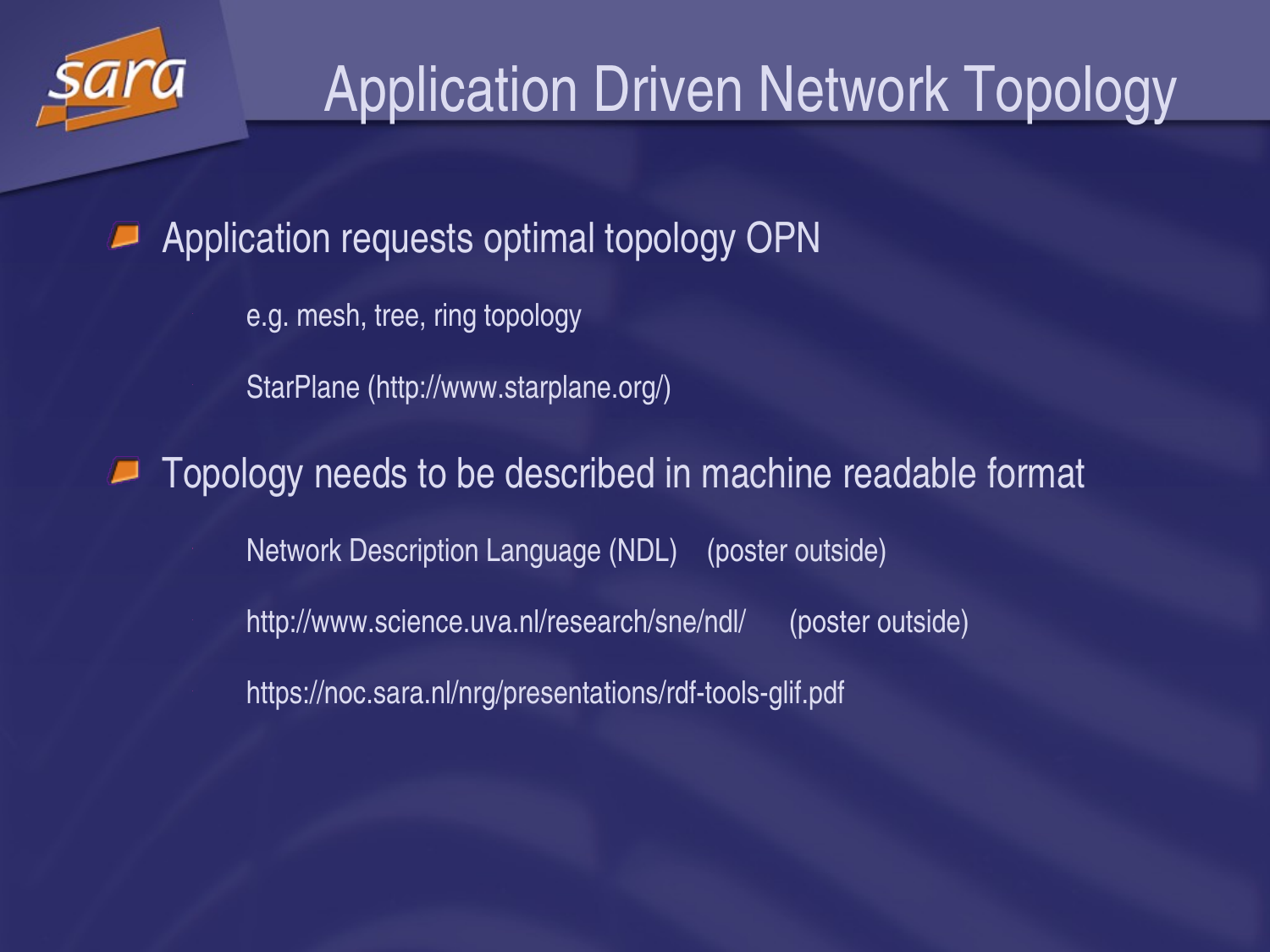# Application Driven Network Topology

- Application requests optimal topology OPN
  - e.g. mesh, tree, ring topology
  - StarPlane (http://www.starplane.org/)
- Topology needs to be described in machine readable format
  - Network Description Language (NDL)    (poster outside)
  - http://www.science.uva.nl/research/sne/ndl/    (poster outside)
  - https://noc.sara.nl/nrg/presentations/rdf-tools-glif.pdf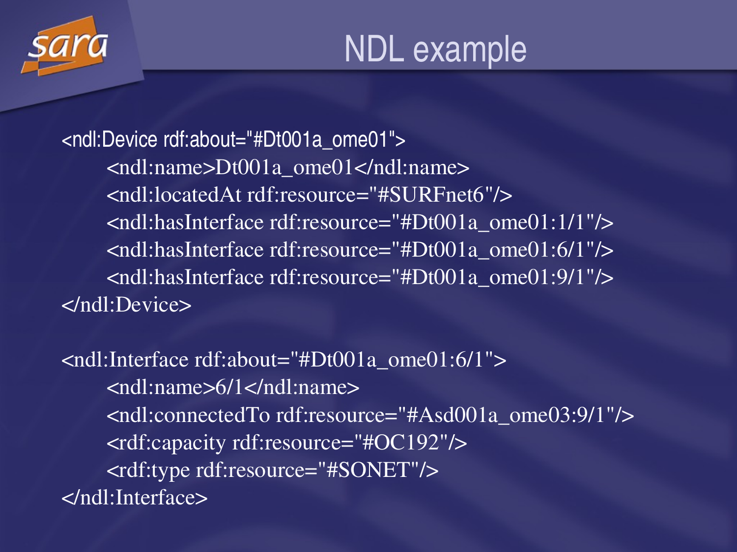# NDL example

```
<ndl:Device rdf:about="#Dt001a_ome01">
    <ndl:name>Dt001a_ome01</ndl:name>
    <ndl:locatedAt rdf:resource="#SURFnet6"/>
    <ndl:hasInterface rdf:resource="#Dt001a_ome01:1/1"/>
    <ndl:hasInterface rdf:resource="#Dt001a_ome01:6/1"/>
    <ndl:hasInterface rdf:resource="#Dt001a_ome01:9/1"/>
</ndl:Device>

<ndl:Interface rdf:about="#Dt001a_ome01:6/1">
    <ndl:name>6/1</ndl:name>
    <ndl:connectedTo rdf:resource="#Asd001a_ome03:9/1"/>
    <rdf:capacity rdf:resource="#OC192"/>
    <rdf:type rdf:resource="#SONET"/>
</ndl:Interface>
```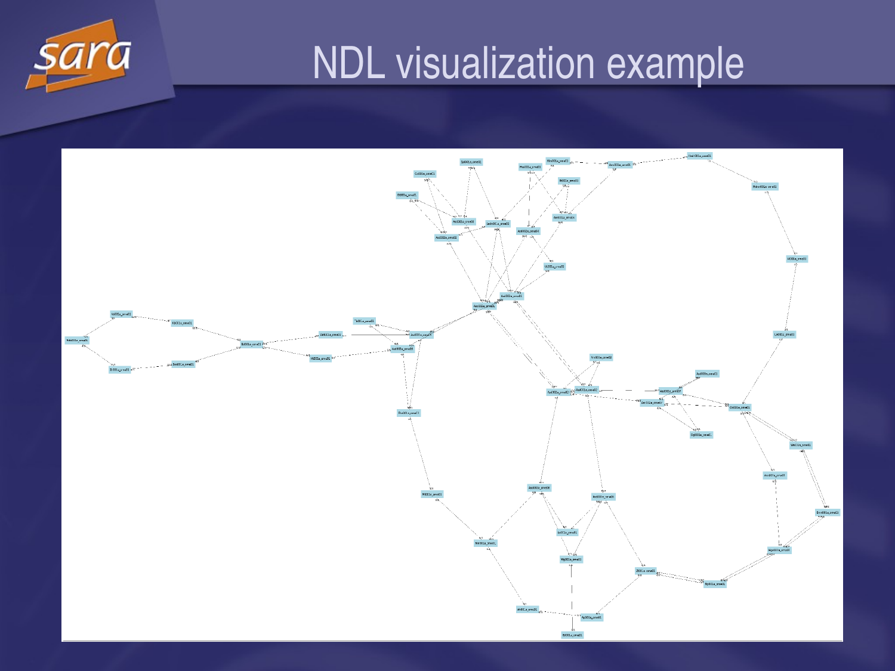# NDL visualization example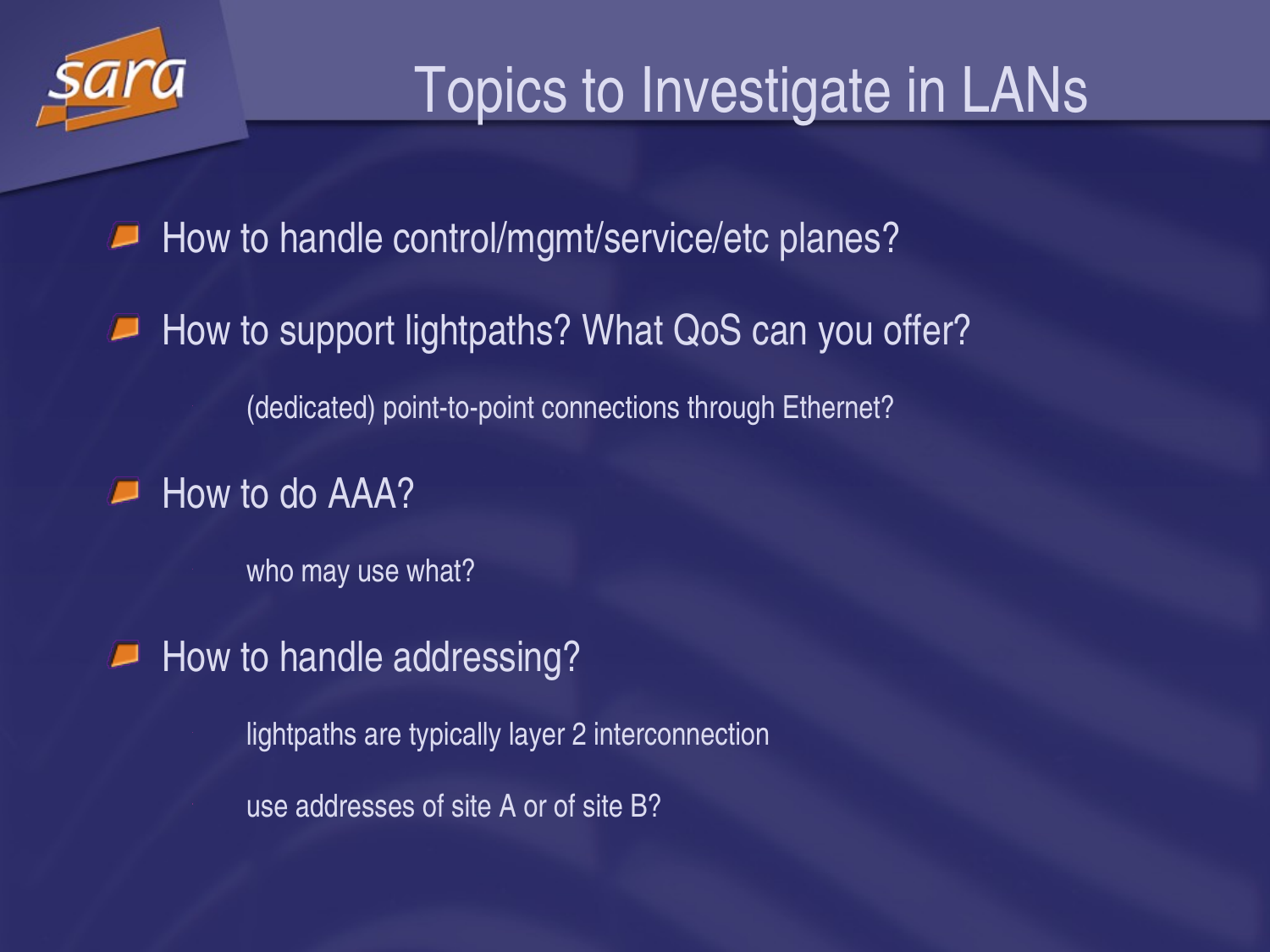# Topics to Investigate in LANs

- How to handle control/mgmt/service/etc planes?
- How to support lightpaths? What QoS can you offer?
  - (dedicated) point-to-point connections through Ethernet?
- How to do AAA?
  - who may use what?
- How to handle addressing?
  - lightpaths are typically layer 2 interconnection
  - use addresses of site A or of site B?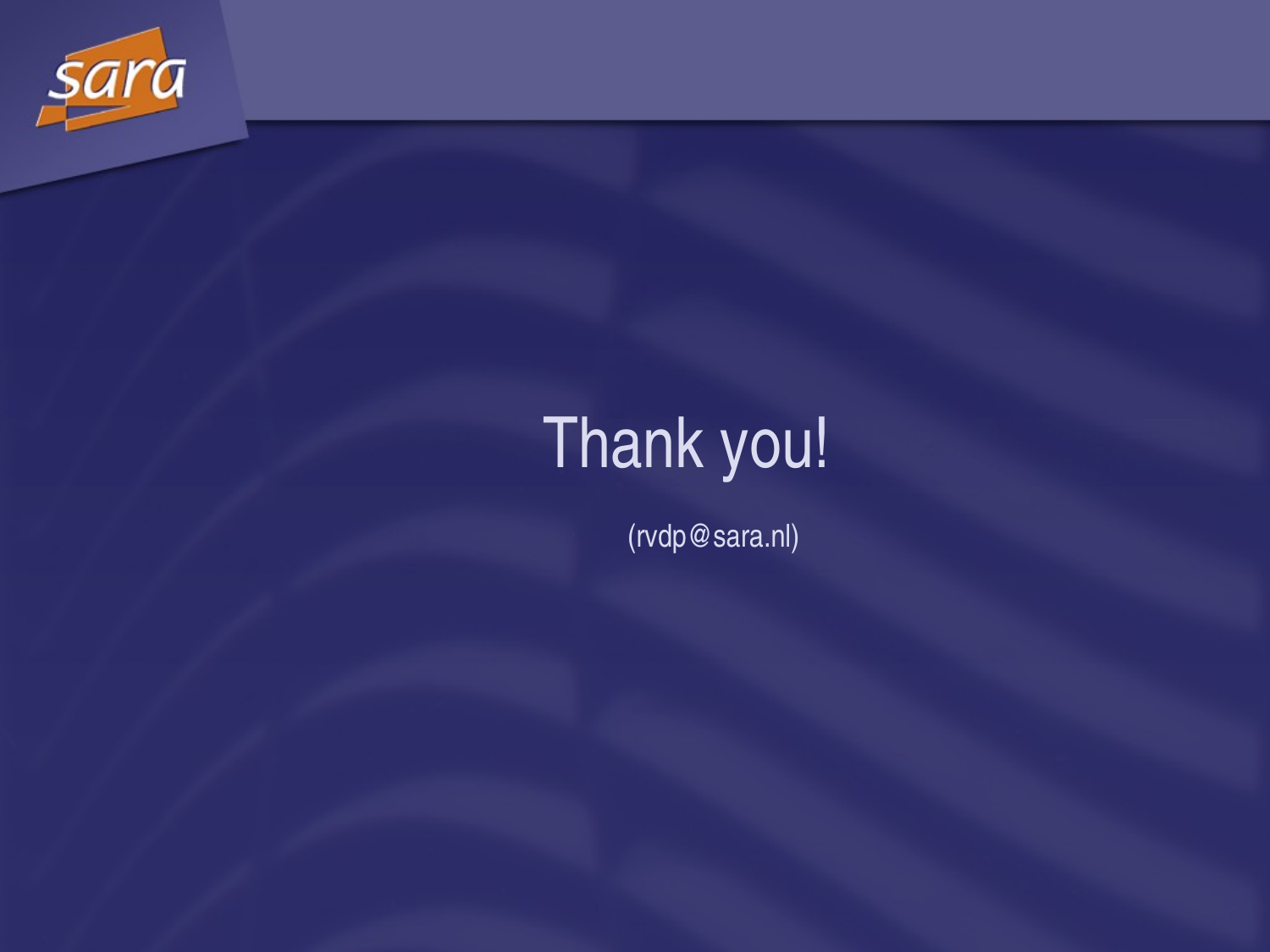# Thank you!

(rvdp@sara.nl)